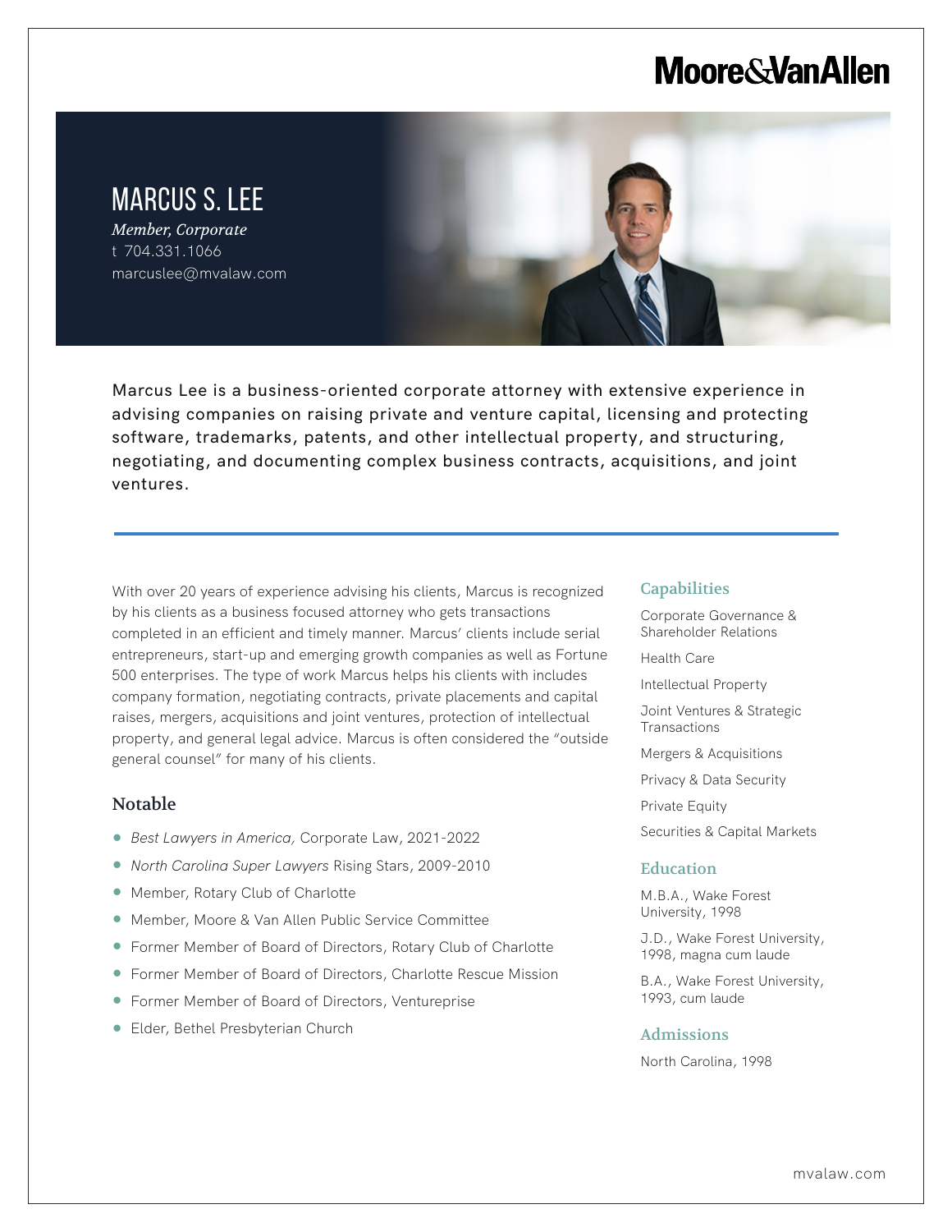Moore&VanAllen

# MARCUS S. LEE

*Member, Corporate*
t 704.331.1066
marcuslee@mvalaw.com

Marcus Lee is a business-oriented corporate attorney with extensive experience in advising companies on raising private and venture capital, licensing and protecting software, trademarks, patents, and other intellectual property, and structuring, negotiating, and documenting complex business contracts, acquisitions, and joint ventures.

With over 20 years of experience advising his clients, Marcus is recognized by his clients as a business focused attorney who gets transactions completed in an efficient and timely manner. Marcus' clients include serial entrepreneurs, start-up and emerging growth companies as well as Fortune 500 enterprises. The type of work Marcus helps his clients with includes company formation, negotiating contracts, private placements and capital raises, mergers, acquisitions and joint ventures, protection of intellectual property, and general legal advice. Marcus is often considered the "outside general counsel" for many of his clients.

## Notable

- *Best Lawyers in America,* Corporate Law, 2021-2022
- *North Carolina Super Lawyers* Rising Stars, 2009-2010
- Member, Rotary Club of Charlotte
- Member, Moore & Van Allen Public Service Committee
- Former Member of Board of Directors, Rotary Club of Charlotte
- Former Member of Board of Directors, Charlotte Rescue Mission
- Former Member of Board of Directors, Ventureprise
- Elder, Bethel Presbyterian Church

## Capabilities

- Corporate Governance & Shareholder Relations
- Health Care
- Intellectual Property
- Joint Ventures & Strategic Transactions
- Mergers & Acquisitions
- Privacy & Data Security
- Private Equity
- Securities & Capital Markets

## Education

M.B.A., Wake Forest University, 1998

J.D., Wake Forest University, 1998, magna cum laude

B.A., Wake Forest University, 1993, cum laude

## Admissions

North Carolina, 1998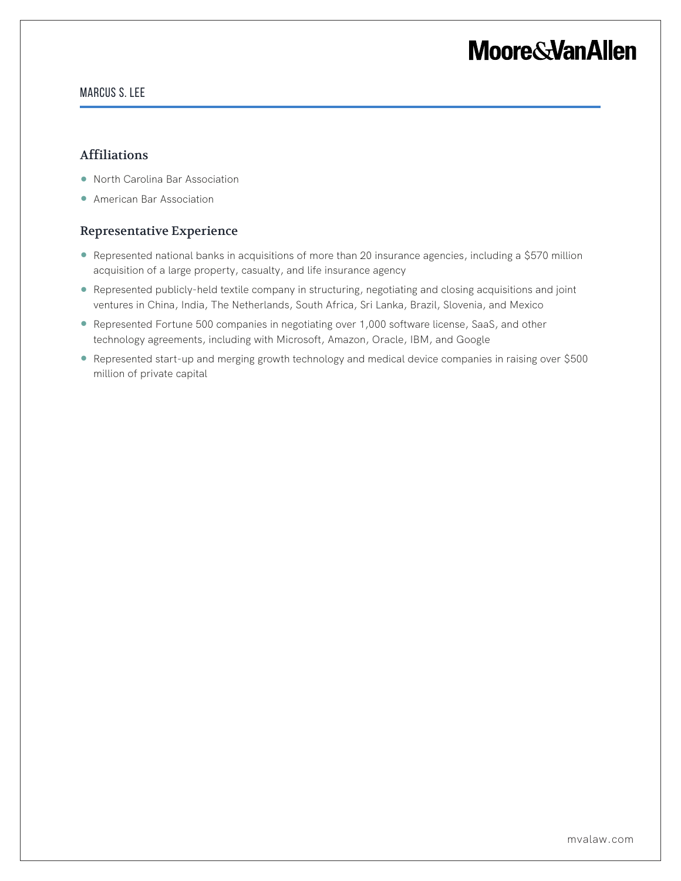## Affiliations

- North Carolina Bar Association
- American Bar Association

## Representative Experience

- Represented national banks in acquisitions of more than 20 insurance agencies, including a $570 million acquisition of a large property, casualty, and life insurance agency
- Represented publicly-held textile company in structuring, negotiating and closing acquisitions and joint ventures in China, India, The Netherlands, South Africa, Sri Lanka, Brazil, Slovenia, and Mexico
- Represented Fortune 500 companies in negotiating over 1,000 software license, SaaS, and other technology agreements, including with Microsoft, Amazon, Oracle, IBM, and Google
- Represented start-up and merging growth technology and medical device companies in raising over $500 million of private capital